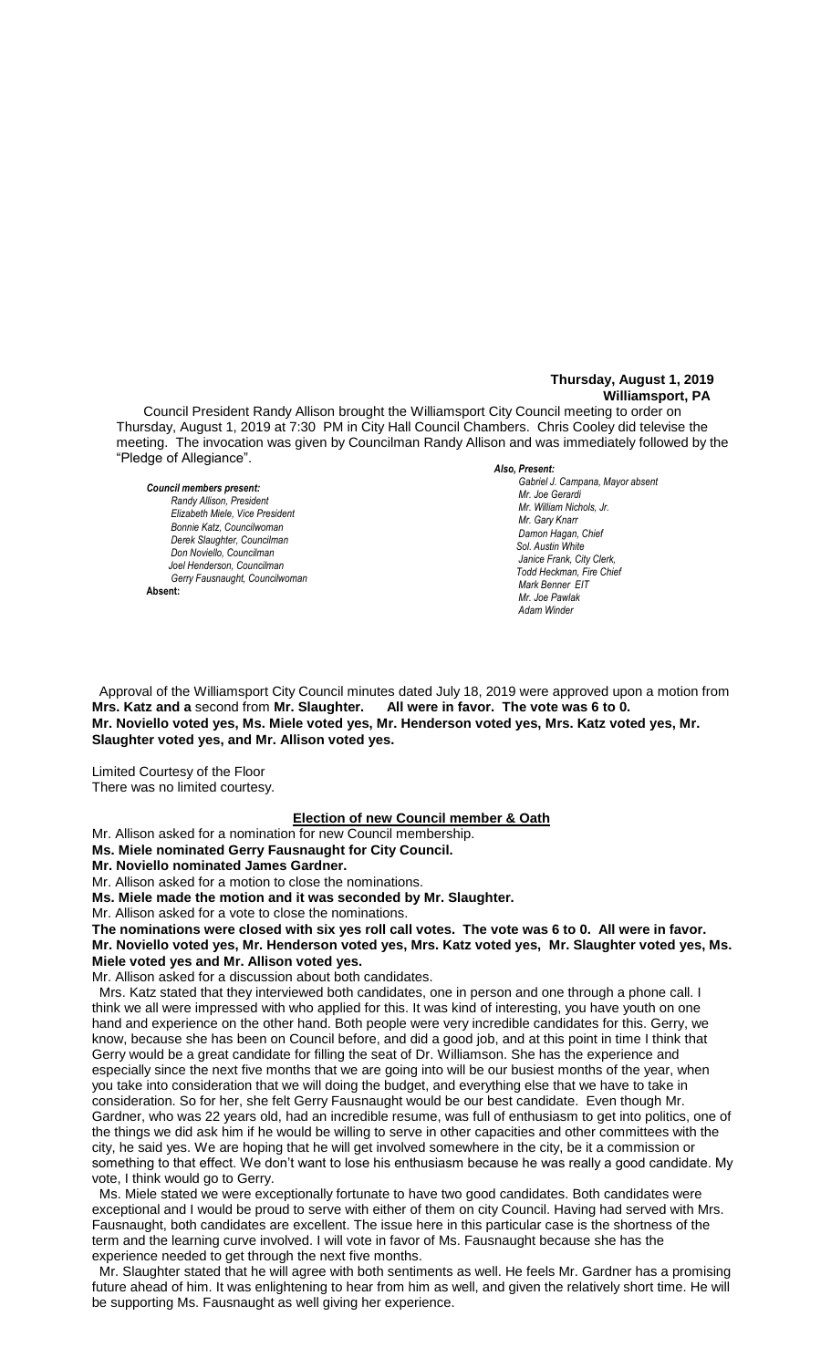**Thursday, August 1, 2019**
**Williamsport, PA**

Council President Randy Allison brought the Williamsport City Council meeting to order on Thursday, August 1, 2019 at 7:30 PM in City Hall Council Chambers. Chris Cooley did televise the meeting. The invocation was given by Councilman Randy Allison and was immediately followed by the "Pledge of Allegiance".

***Council members present:***
*Randy Allison, President*
*Elizabeth Miele, Vice President*
*Bonnie Katz, Councilwoman*
*Derek Slaughter, Councilman*
*Don Noviello, Councilman*
*Joel Henderson, Councilman*
*Gerry Fausnaught, Councilwoman*
**Absent:**

***Also, Present:***
*Gabriel J. Campana, Mayor absent*
*Mr. Joe Gerardi*
*Mr. William Nichols, Jr.*
*Mr. Gary Knarr*
*Damon Hagan, Chief*
*Sol. Austin White*
*Janice Frank, City Clerk,*
*Todd Heckman, Fire Chief*
*Mark Benner EIT*
*Mr. Joe Pawlak*
*Adam Winder*

Approval of the Williamsport City Council minutes dated July 18, 2019 were approved upon a motion from **Mrs. Katz and a** second from **Mr. Slaughter. All were in favor. The vote was 6 to 0. Mr. Noviello voted yes, Ms. Miele voted yes, Mr. Henderson voted yes, Mrs. Katz voted yes, Mr. Slaughter voted yes, and Mr. Allison voted yes.**

Limited Courtesy of the Floor
There was no limited courtesy.

**Election of new Council member & Oath**

Mr. Allison asked for a nomination for new Council membership.
**Ms. Miele nominated Gerry Fausnaught for City Council.**
**Mr. Noviello nominated James Gardner.**
Mr. Allison asked for a motion to close the nominations.
**Ms. Miele made the motion and it was seconded by Mr. Slaughter.**
Mr. Allison asked for a vote to close the nominations.
**The nominations were closed with six yes roll call votes. The vote was 6 to 0. All were in favor. Mr. Noviello voted yes, Mr. Henderson voted yes, Mrs. Katz voted yes, Mr. Slaughter voted yes, Ms. Miele voted yes and Mr. Allison voted yes.**
Mr. Allison asked for a discussion about both candidates.

Mrs. Katz stated that they interviewed both candidates, one in person and one through a phone call. I think we all were impressed with who applied for this. It was kind of interesting, you have youth on one hand and experience on the other hand. Both people were very incredible candidates for this. Gerry, we know, because she has been on Council before, and did a good job, and at this point in time I think that Gerry would be a great candidate for filling the seat of Dr. Williamson. She has the experience and especially since the next five months that we are going into will be our busiest months of the year, when you take into consideration that we will doing the budget, and everything else that we have to take in consideration. So for her, she felt Gerry Fausnaught would be our best candidate. Even though Mr. Gardner, who was 22 years old, had an incredible resume, was full of enthusiasm to get into politics, one of the things we did ask him if he would be willing to serve in other capacities and other committees with the city, he said yes. We are hoping that he will get involved somewhere in the city, be it a commission or something to that effect. We don't want to lose his enthusiasm because he was really a good candidate. My vote, I think would go to Gerry.

Ms. Miele stated we were exceptionally fortunate to have two good candidates. Both candidates were exceptional and I would be proud to serve with either of them on city Council. Having had served with Mrs. Fausnaught, both candidates are excellent. The issue here in this particular case is the shortness of the term and the learning curve involved. I will vote in favor of Ms. Fausnaught because she has the experience needed to get through the next five months.

Mr. Slaughter stated that he will agree with both sentiments as well. He feels Mr. Gardner has a promising future ahead of him. It was enlightening to hear from him as well, and given the relatively short time. He will be supporting Ms. Fausnaught as well giving her experience.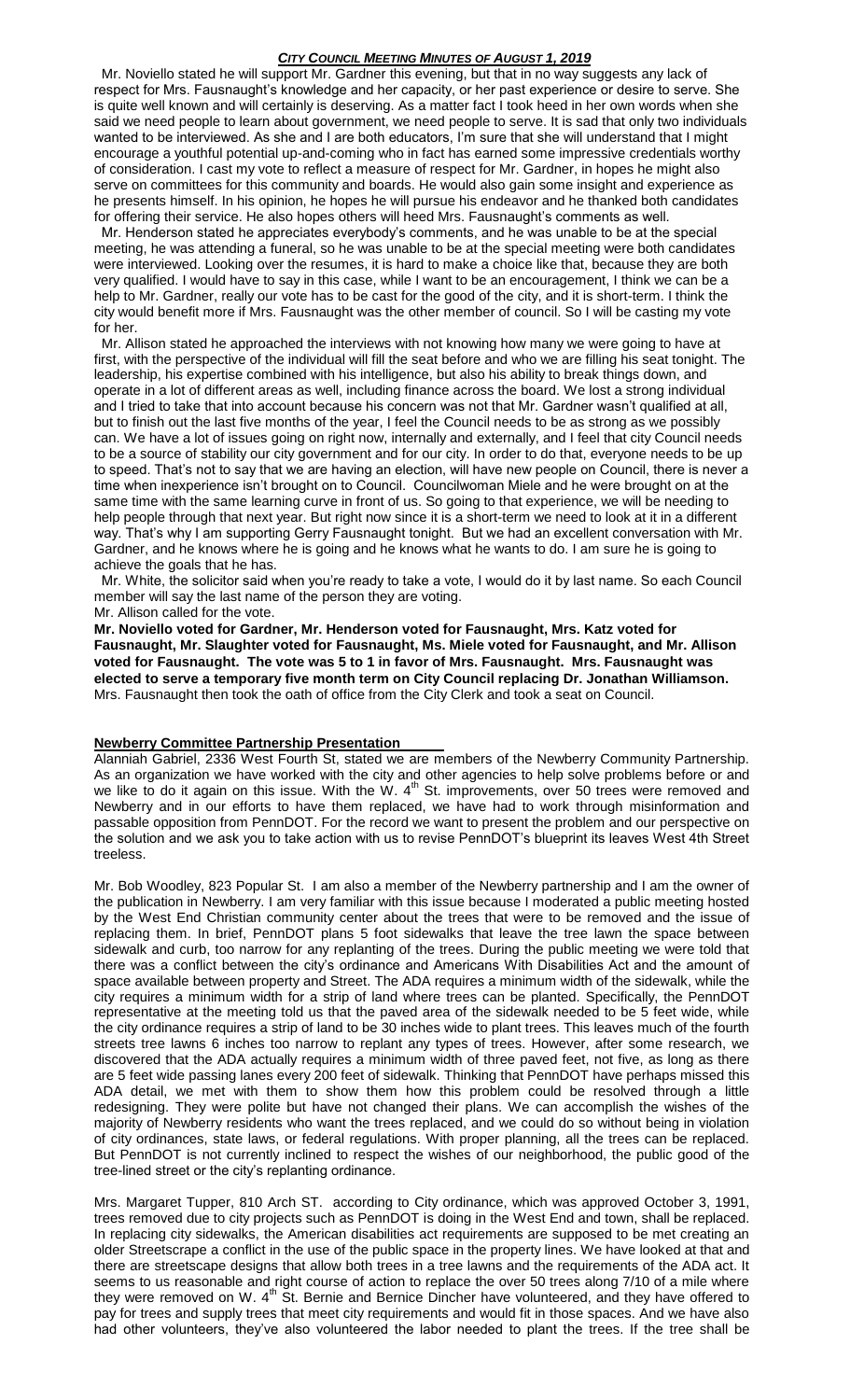Mr. Noviello stated he will support Mr. Gardner this evening, but that in no way suggests any lack of respect for Mrs. Fausnaught's knowledge and her capacity, or her past experience or desire to serve. She is quite well known and will certainly is deserving. As a matter fact I took heed in her own words when she said we need people to learn about government, we need people to serve. It is sad that only two individuals wanted to be interviewed. As she and I are both educators, I'm sure that she will understand that I might encourage a youthful potential up-and-coming who in fact has earned some impressive credentials worthy of consideration. I cast my vote to reflect a measure of respect for Mr. Gardner, in hopes he might also serve on committees for this community and boards. He would also gain some insight and experience as he presents himself. In his opinion, he hopes he will pursue his endeavor and he thanked both candidates for offering their service. He also hopes others will heed Mrs. Fausnaught's comments as well.

Mr. Henderson stated he appreciates everybody's comments, and he was unable to be at the special meeting, he was attending a funeral, so he was unable to be at the special meeting were both candidates were interviewed. Looking over the resumes, it is hard to make a choice like that, because they are both very qualified. I would have to say in this case, while I want to be an encouragement, I think we can be a help to Mr. Gardner, really our vote has to be cast for the good of the city, and it is short-term. I think the city would benefit more if Mrs. Fausnaught was the other member of council. So I will be casting my vote for her.

Mr. Allison stated he approached the interviews with not knowing how many we were going to have at first, with the perspective of the individual will fill the seat before and who we are filling his seat tonight. The leadership, his expertise combined with his intelligence, but also his ability to break things down, and operate in a lot of different areas as well, including finance across the board. We lost a strong individual and I tried to take that into account because his concern was not that Mr. Gardner wasn't qualified at all, but to finish out the last five months of the year, I feel the Council needs to be as strong as we possibly can. We have a lot of issues going on right now, internally and externally, and I feel that city Council needs to be a source of stability our city government and for our city. In order to do that, everyone needs to be up to speed. That's not to say that we are having an election, will have new people on Council, there is never a time when inexperience isn't brought on to Council. Councilwoman Miele and he were brought on at the same time with the same learning curve in front of us. So going to that experience, we will be needing to help people through that next year. But right now since it is a short-term we need to look at it in a different way. That's why I am supporting Gerry Fausnaught tonight. But we had an excellent conversation with Mr. Gardner, and he knows where he is going and he knows what he wants to do. I am sure he is going to achieve the goals that he has.

Mr. White, the solicitor said when you're ready to take a vote, I would do it by last name. So each Council member will say the last name of the person they are voting.

Mr. Allison called for the vote.

**Mr. Noviello voted for Gardner, Mr. Henderson voted for Fausnaught, Mrs. Katz voted for Fausnaught, Mr. Slaughter voted for Fausnaught, Ms. Miele voted for Fausnaught, and Mr. Allison voted for Fausnaught. The vote was 5 to 1 in favor of Mrs. Fausnaught. Mrs. Fausnaught was elected to serve a temporary five month term on City Council replacing Dr. Jonathan Williamson.** Mrs. Fausnaught then took the oath of office from the City Clerk and took a seat on Council.

## **Newberry Committee Partnership Presentation**

Alanniah Gabriel, 2336 West Fourth St, stated we are members of the Newberry Community Partnership. As an organization we have worked with the city and other agencies to help solve problems before or and we like to do it again on this issue. With the W. 4th St. improvements, over 50 trees were removed and Newberry and in our efforts to have them replaced, we have had to work through misinformation and passable opposition from PennDOT. For the record we want to present the problem and our perspective on the solution and we ask you to take action with us to revise PennDOT's blueprint its leaves West 4th Street treeless.

Mr. Bob Woodley, 823 Popular St. I am also a member of the Newberry partnership and I am the owner of the publication in Newberry. I am very familiar with this issue because I moderated a public meeting hosted by the West End Christian community center about the trees that were to be removed and the issue of replacing them. In brief, PennDOT plans 5 foot sidewalks that leave the tree lawn the space between sidewalk and curb, too narrow for any replanting of the trees. During the public meeting we were told that there was a conflict between the city's ordinance and Americans With Disabilities Act and the amount of space available between property and Street. The ADA requires a minimum width of the sidewalk, while the city requires a minimum width for a strip of land where trees can be planted. Specifically, the PennDOT representative at the meeting told us that the paved area of the sidewalk needed to be 5 feet wide, while the city ordinance requires a strip of land to be 30 inches wide to plant trees. This leaves much of the fourth streets tree lawns 6 inches too narrow to replant any types of trees. However, after some research, we discovered that the ADA actually requires a minimum width of three paved feet, not five, as long as there are 5 feet wide passing lanes every 200 feet of sidewalk. Thinking that PennDOT have perhaps missed this ADA detail, we met with them to show them how this problem could be resolved through a little redesigning. They were polite but have not changed their plans. We can accomplish the wishes of the majority of Newberry residents who want the trees replaced, and we could do so without being in violation of city ordinances, state laws, or federal regulations. With proper planning, all the trees can be replaced. But PennDOT is not currently inclined to respect the wishes of our neighborhood, the public good of the tree-lined street or the city's replanting ordinance.

Mrs. Margaret Tupper, 810 Arch ST. according to City ordinance, which was approved October 3, 1991, trees removed due to city projects such as PennDOT is doing in the West End and town, shall be replaced. In replacing city sidewalks, the American disabilities act requirements are supposed to be met creating an older Streetscape a conflict in the use of the public space in the property lines. We have looked at that and there are streetscape designs that allow both trees in a tree lawns and the requirements of the ADA act. It seems to us reasonable and right course of action to replace the over 50 trees along 7/10 of a mile where they were removed on W. 4th St. Bernie and Bernice Dincher have volunteered, and they have offered to pay for trees and supply trees that meet city requirements and would fit in those spaces. And we have also had other volunteers, they've also volunteered the labor needed to plant the trees. If the tree shall be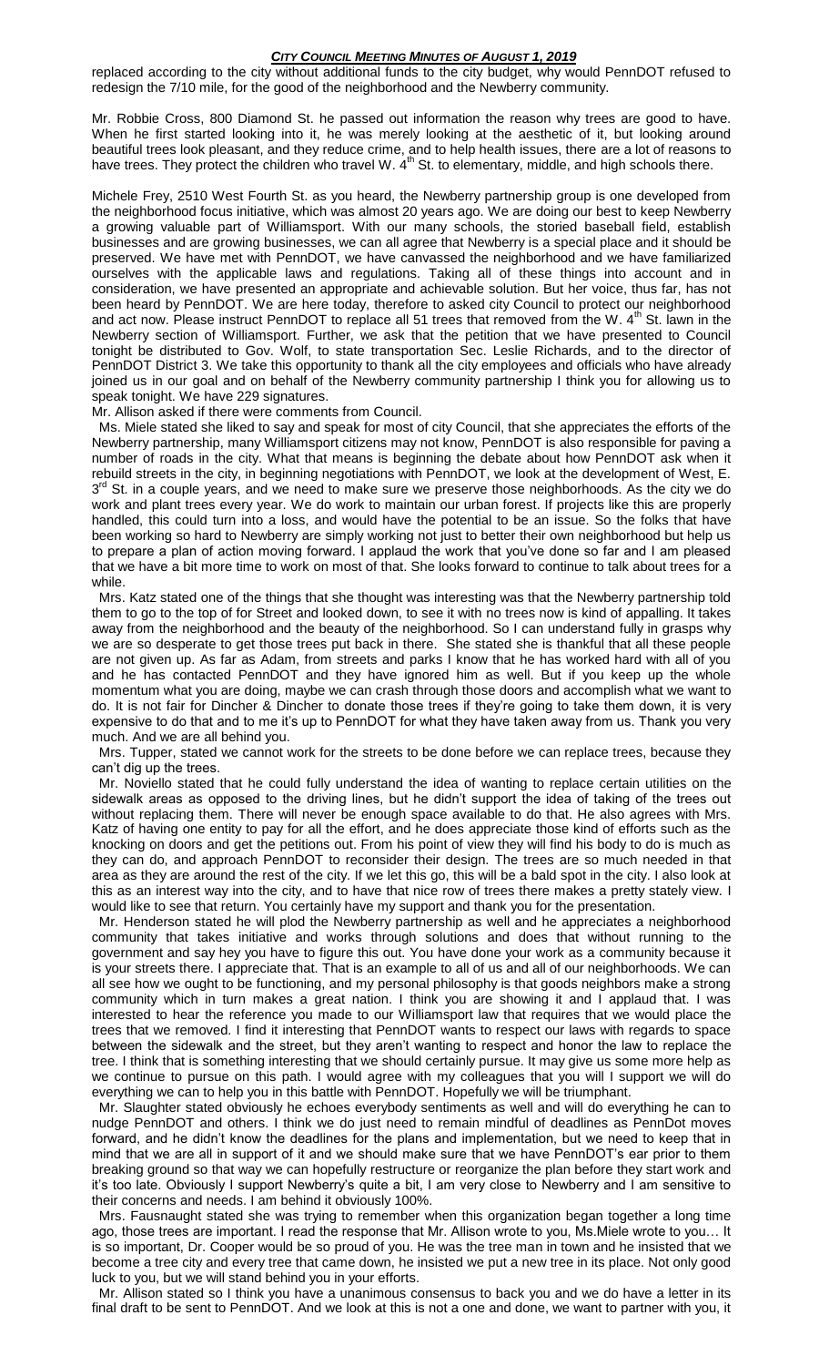replaced according to the city without additional funds to the city budget, why would PennDOT refused to redesign the 7/10 mile, for the good of the neighborhood and the Newberry community.

Mr. Robbie Cross, 800 Diamond St. he passed out information the reason why trees are good to have. When he first started looking into it, he was merely looking at the aesthetic of it, but looking around beautiful trees look pleasant, and they reduce crime, and to help health issues, there are a lot of reasons to have trees. They protect the children who travel W. 4th St. to elementary, middle, and high schools there.

Michele Frey, 2510 West Fourth St. as you heard, the Newberry partnership group is one developed from the neighborhood focus initiative, which was almost 20 years ago. We are doing our best to keep Newberry a growing valuable part of Williamsport. With our many schools, the storied baseball field, establish businesses and are growing businesses, we can all agree that Newberry is a special place and it should be preserved. We have met with PennDOT, we have canvassed the neighborhood and we have familiarized ourselves with the applicable laws and regulations. Taking all of these things into account and in consideration, we have presented an appropriate and achievable solution. But her voice, thus far, has not been heard by PennDOT. We are here today, therefore to asked city Council to protect our neighborhood and act now. Please instruct PennDOT to replace all 51 trees that removed from the W. 4th St. lawn in the Newberry section of Williamsport. Further, we ask that the petition that we have presented to Council tonight be distributed to Gov. Wolf, to state transportation Sec. Leslie Richards, and to the director of PennDOT District 3. We take this opportunity to thank all the city employees and officials who have already joined us in our goal and on behalf of the Newberry community partnership I think you for allowing us to speak tonight. We have 229 signatures.

Mr. Allison asked if there were comments from Council.

Ms. Miele stated she liked to say and speak for most of city Council, that she appreciates the efforts of the Newberry partnership, many Williamsport citizens may not know, PennDOT is also responsible for paving a number of roads in the city. What that means is beginning the debate about how PennDOT ask when it rebuild streets in the city, in beginning negotiations with PennDOT, we look at the development of West, E. 3rd St. in a couple years, and we need to make sure we preserve those neighborhoods. As the city we do work and plant trees every year. We do work to maintain our urban forest. If projects like this are properly handled, this could turn into a loss, and would have the potential to be an issue. So the folks that have been working so hard to Newberry are simply working not just to better their own neighborhood but help us to prepare a plan of action moving forward. I applaud the work that you've done so far and I am pleased that we have a bit more time to work on most of that. She looks forward to continue to talk about trees for a while.

Mrs. Katz stated one of the things that she thought was interesting was that the Newberry partnership told them to go to the top of for Street and looked down, to see it with no trees now is kind of appalling. It takes away from the neighborhood and the beauty of the neighborhood. So I can understand fully in grasps why we are so desperate to get those trees put back in there. She stated she is thankful that all these people are not given up. As far as Adam, from streets and parks I know that he has worked hard with all of you and he has contacted PennDOT and they have ignored him as well. But if you keep up the whole momentum what you are doing, maybe we can crash through those doors and accomplish what we want to do. It is not fair for Dincher & Dincher to donate those trees if they're going to take them down, it is very expensive to do that and to me it's up to PennDOT for what they have taken away from us. Thank you very much. And we are all behind you.

Mrs. Tupper, stated we cannot work for the streets to be done before we can replace trees, because they can't dig up the trees.

Mr. Noviello stated that he could fully understand the idea of wanting to replace certain utilities on the sidewalk areas as opposed to the driving lines, but he didn't support the idea of taking of the trees out without replacing them. There will never be enough space available to do that. He also agrees with Mrs. Katz of having one entity to pay for all the effort, and he does appreciate those kind of efforts such as the knocking on doors and get the petitions out. From his point of view they will find his body to do is much as they can do, and approach PennDOT to reconsider their design. The trees are so much needed in that area as they are around the rest of the city. If we let this go, this will be a bald spot in the city. I also look at this as an interest way into the city, and to have that nice row of trees there makes a pretty stately view. I would like to see that return. You certainly have my support and thank you for the presentation.

Mr. Henderson stated he will plod the Newberry partnership as well and he appreciates a neighborhood community that takes initiative and works through solutions and does that without running to the government and say hey you have to figure this out. You have done your work as a community because it is your streets there. I appreciate that. That is an example to all of us and all of our neighborhoods. We can all see how we ought to be functioning, and my personal philosophy is that goods neighbors make a strong community which in turn makes a great nation. I think you are showing it and I applaud that. I was interested to hear the reference you made to our Williamsport law that requires that we would place the trees that we removed. I find it interesting that PennDOT wants to respect our laws with regards to space between the sidewalk and the street, but they aren't wanting to respect and honor the law to replace the tree. I think that is something interesting that we should certainly pursue. It may give us some more help as we continue to pursue on this path. I would agree with my colleagues that you will I support we will do everything we can to help you in this battle with PennDOT. Hopefully we will be triumphant.

Mr. Slaughter stated obviously he echoes everybody sentiments as well and will do everything he can to nudge PennDOT and others. I think we do just need to remain mindful of deadlines as PennDot moves forward, and he didn't know the deadlines for the plans and implementation, but we need to keep that in mind that we are all in support of it and we should make sure that we have PennDOT's ear prior to them breaking ground so that way we can hopefully restructure or reorganize the plan before they start work and it's too late. Obviously I support Newberry's quite a bit, I am very close to Newberry and I am sensitive to their concerns and needs. I am behind it obviously 100%.

Mrs. Fausnaught stated she was trying to remember when this organization began together a long time ago, those trees are important. I read the response that Mr. Allison wrote to you, Ms.Miele wrote to you… It is so important, Dr. Cooper would be so proud of you. He was the tree man in town and he insisted that we become a tree city and every tree that came down, he insisted we put a new tree in its place. Not only good luck to you, but we will stand behind you in your efforts.

Mr. Allison stated so I think you have a unanimous consensus to back you and we do have a letter in its final draft to be sent to PennDOT. And we look at this is not a one and done, we want to partner with you, it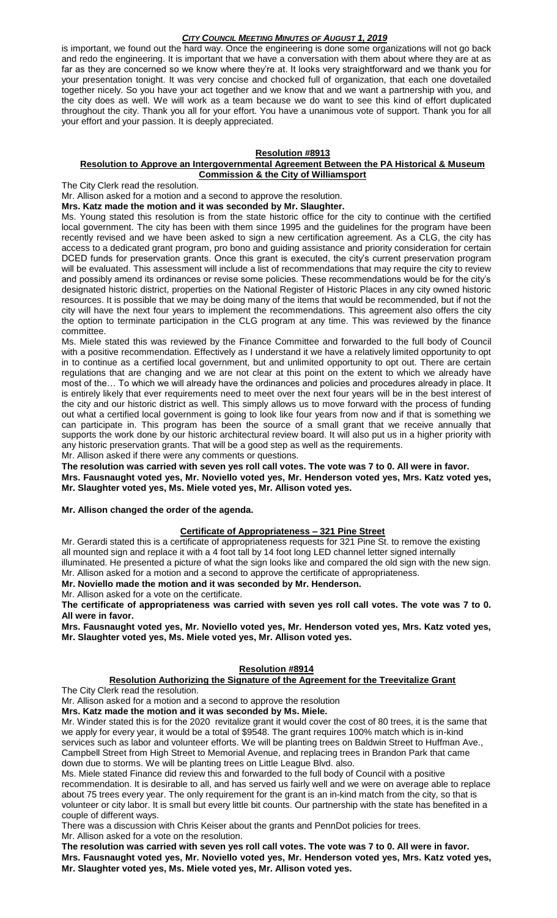is important, we found out the hard way. Once the engineering is done some organizations will not go back and redo the engineering. It is important that we have a conversation with them about where they are at as far as they are concerned so we know where they're at. It looks very straightforward and we thank you for your presentation tonight. It was very concise and chocked full of organization, that each one dovetailed together nicely. So you have your act together and we know that and we want a partnership with you, and the city does as well. We will work as a team because we do want to see this kind of effort duplicated throughout the city. Thank you all for your effort. You have a unanimous vote of support. Thank you for all your effort and your passion. It is deeply appreciated.

## Resolution #8913

### Resolution to Approve an Intergovernmental Agreement Between the PA Historical & Museum Commission & the City of Williamsport

The City Clerk read the resolution.

Mr. Allison asked for a motion and a second to approve the resolution.

**Mrs. Katz made the motion and it was seconded by Mr. Slaughter.**

Ms. Young stated this resolution is from the state historic office for the city to continue with the certified local government. The city has been with them since 1995 and the guidelines for the program have been recently revised and we have been asked to sign a new certification agreement. As a CLG, the city has access to a dedicated grant program, pro bono and guiding assistance and priority consideration for certain DCED funds for preservation grants. Once this grant is executed, the city's current preservation program will be evaluated. This assessment will include a list of recommendations that may require the city to review and possibly amend its ordinances or revise some policies. These recommendations would be for the city's designated historic district, properties on the National Register of Historic Places in any city owned historic resources. It is possible that we may be doing many of the items that would be recommended, but if not the city will have the next four years to implement the recommendations. This agreement also offers the city the option to terminate participation in the CLG program at any time. This was reviewed by the finance committee.

Ms. Miele stated this was reviewed by the Finance Committee and forwarded to the full body of Council with a positive recommendation. Effectively as I understand it we have a relatively limited opportunity to opt in to continue as a certified local government, but and unlimited opportunity to opt out. There are certain regulations that are changing and we are not clear at this point on the extent to which we already have most of the… To which we will already have the ordinances and policies and procedures already in place. It is entirely likely that ever requirements need to meet over the next four years will be in the best interest of the city and our historic district as well. This simply allows us to move forward with the process of funding out what a certified local government is going to look like four years from now and if that is something we can participate in. This program has been the source of a small grant that we receive annually that supports the work done by our historic architectural review board. It will also put us in a higher priority with any historic preservation grants. That will be a good step as well as the requirements.

Mr. Allison asked if there were any comments or questions.

**The resolution was carried with seven yes roll call votes. The vote was 7 to 0. All were in favor. Mrs. Fausnaught voted yes, Mr. Noviello voted yes, Mr. Henderson voted yes, Mrs. Katz voted yes, Mr. Slaughter voted yes, Ms. Miele voted yes, Mr. Allison voted yes.**

**Mr. Allison changed the order of the agenda.**

### Certificate of Appropriateness – 321 Pine Street

Mr. Gerardi stated this is a certificate of appropriateness requests for 321 Pine St. to remove the existing all mounted sign and replace it with a 4 foot tall by 14 foot long LED channel letter signed internally illuminated. He presented a picture of what the sign looks like and compared the old sign with the new sign.

Mr. Allison asked for a motion and a second to approve the certificate of appropriateness.

**Mr. Noviello made the motion and it was seconded by Mr. Henderson.**

Mr. Allison asked for a vote on the certificate.

**The certificate of appropriateness was carried with seven yes roll call votes. The vote was 7 to 0. All were in favor.**

**Mrs. Fausnaught voted yes, Mr. Noviello voted yes, Mr. Henderson voted yes, Mrs. Katz voted yes, Mr. Slaughter voted yes, Ms. Miele voted yes, Mr. Allison voted yes.**

## Resolution #8914

### Resolution Authorizing the Signature of the Agreement for the Treevitalize Grant

The City Clerk read the resolution.

Mr. Allison asked for a motion and a second to approve the resolution

**Mrs. Katz made the motion and it was seconded by Ms. Miele.**

Mr. Winder stated this is for the 2020 revitalize grant it would cover the cost of 80 trees, it is the same that we apply for every year, it would be a total of $9548. The grant requires 100% match which is in-kind services such as labor and volunteer efforts. We will be planting trees on Baldwin Street to Huffman Ave., Campbell Street from High Street to Memorial Avenue, and replacing trees in Brandon Park that came down due to storms. We will be planting trees on Little League Blvd. also.

Ms. Miele stated Finance did review this and forwarded to the full body of Council with a positive recommendation. It is desirable to all, and has served us fairly well and we were on average able to replace about 75 trees every year. The only requirement for the grant is an in-kind match from the city, so that is volunteer or city labor. It is small but every little bit counts. Our partnership with the state has benefited in a couple of different ways.

There was a discussion with Chris Keiser about the grants and PennDot policies for trees.

Mr. Allison asked for a vote on the resolution.

**The resolution was carried with seven yes roll call votes. The vote was 7 to 0. All were in favor. Mrs. Fausnaught voted yes, Mr. Noviello voted yes, Mr. Henderson voted yes, Mrs. Katz voted yes, Mr. Slaughter voted yes, Ms. Miele voted yes, Mr. Allison voted yes.**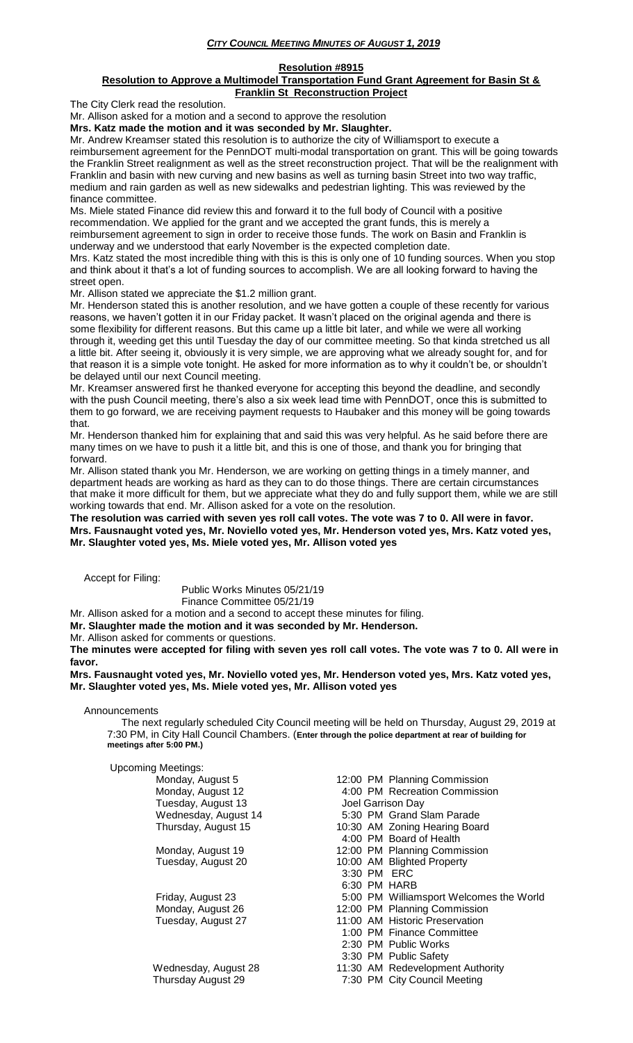**Resolution #8915**

**Resolution to Approve a Multimodel Transportation Fund Grant Agreement for Basin St & Franklin St Reconstruction Project**

The City Clerk read the resolution.

Mr. Allison asked for a motion and a second to approve the resolution

**Mrs. Katz made the motion and it was seconded by Mr. Slaughter.**

Mr. Andrew Kreamser stated this resolution is to authorize the city of Williamsport to execute a reimbursement agreement for the PennDOT multi-modal transportation on grant. This will be going towards the Franklin Street realignment as well as the street reconstruction project. That will be the realignment with Franklin and basin with new curving and new basins as well as turning basin Street into two way traffic, medium and rain garden as well as new sidewalks and pedestrian lighting. This was reviewed by the finance committee.

Ms. Miele stated Finance did review this and forward it to the full body of Council with a positive recommendation. We applied for the grant and we accepted the grant funds, this is merely a reimbursement agreement to sign in order to receive those funds. The work on Basin and Franklin is underway and we understood that early November is the expected completion date.

Mrs. Katz stated the most incredible thing with this is this is only one of 10 funding sources. When you stop and think about it that's a lot of funding sources to accomplish. We are all looking forward to having the street open.

Mr. Allison stated we appreciate the $1.2 million grant.

Mr. Henderson stated this is another resolution, and we have gotten a couple of these recently for various reasons, we haven't gotten it in our Friday packet. It wasn't placed on the original agenda and there is some flexibility for different reasons. But this came up a little bit later, and while we were all working through it, weeding get this until Tuesday the day of our committee meeting. So that kinda stretched us all a little bit. After seeing it, obviously it is very simple, we are approving what we already sought for, and for that reason it is a simple vote tonight. He asked for more information as to why it couldn't be, or shouldn't be delayed until our next Council meeting.

Mr. Kreamser answered first he thanked everyone for accepting this beyond the deadline, and secondly with the push Council meeting, there's also a six week lead time with PennDOT, once this is submitted to them to go forward, we are receiving payment requests to Haubaker and this money will be going towards that.

Mr. Henderson thanked him for explaining that and said this was very helpful. As he said before there are many times on we have to push it a little bit, and this is one of those, and thank you for bringing that forward.

Mr. Allison stated thank you Mr. Henderson, we are working on getting things in a timely manner, and department heads are working as hard as they can to do those things. There are certain circumstances that make it more difficult for them, but we appreciate what they do and fully support them, while we are still working towards that end. Mr. Allison asked for a vote on the resolution.

**The resolution was carried with seven yes roll call votes. The vote was 7 to 0. All were in favor. Mrs. Fausnaught voted yes, Mr. Noviello voted yes, Mr. Henderson voted yes, Mrs. Katz voted yes, Mr. Slaughter voted yes, Ms. Miele voted yes, Mr. Allison voted yes**

Accept for Filing:

Public Works Minutes 05/21/19
Finance Committee 05/21/19

Mr. Allison asked for a motion and a second to accept these minutes for filing.

**Mr. Slaughter made the motion and it was seconded by Mr. Henderson.**

Mr. Allison asked for comments or questions.

**The minutes were accepted for filing with seven yes roll call votes. The vote was 7 to 0. All were in favor.**

**Mrs. Fausnaught voted yes, Mr. Noviello voted yes, Mr. Henderson voted yes, Mrs. Katz voted yes, Mr. Slaughter voted yes, Ms. Miele voted yes, Mr. Allison voted yes**

Announcements

The next regularly scheduled City Council meeting will be held on Thursday, August 29, 2019 at 7:30 PM, in City Hall Council Chambers. (**Enter through the police department at rear of building for meetings after 5:00 PM.)**

Upcoming Meetings:

| | |
|---|---|
| Monday, August 5 | 12:00 PM Planning Commission |
| Monday, August 12 | 4:00 PM Recreation Commission |
| Tuesday, August 13 | Joel Garrison Day |
| Wednesday, August 14 | 5:30 PM Grand Slam Parade |
| Thursday, August 15 | 10:30 AM Zoning Hearing Board |
| | 4:00 PM Board of Health |
| Monday, August 19 | 12:00 PM Planning Commission |
| Tuesday, August 20 | 10:00 AM Blighted Property |
| | 3:30 PM ERC |
| | 6:30 PM HARB |
| Friday, August 23 | 5:00 PM Williamsport Welcomes the World |
| Monday, August 26 | 12:00 PM Planning Commission |
| Tuesday, August 27 | 11:00 AM Historic Preservation |
| | 1:00 PM Finance Committee |
| | 2:30 PM Public Works |
| | 3:30 PM Public Safety |
| Wednesday, August 28 | 11:30 AM Redevelopment Authority |
| Thursday August 29 | 7:30 PM City Council Meeting |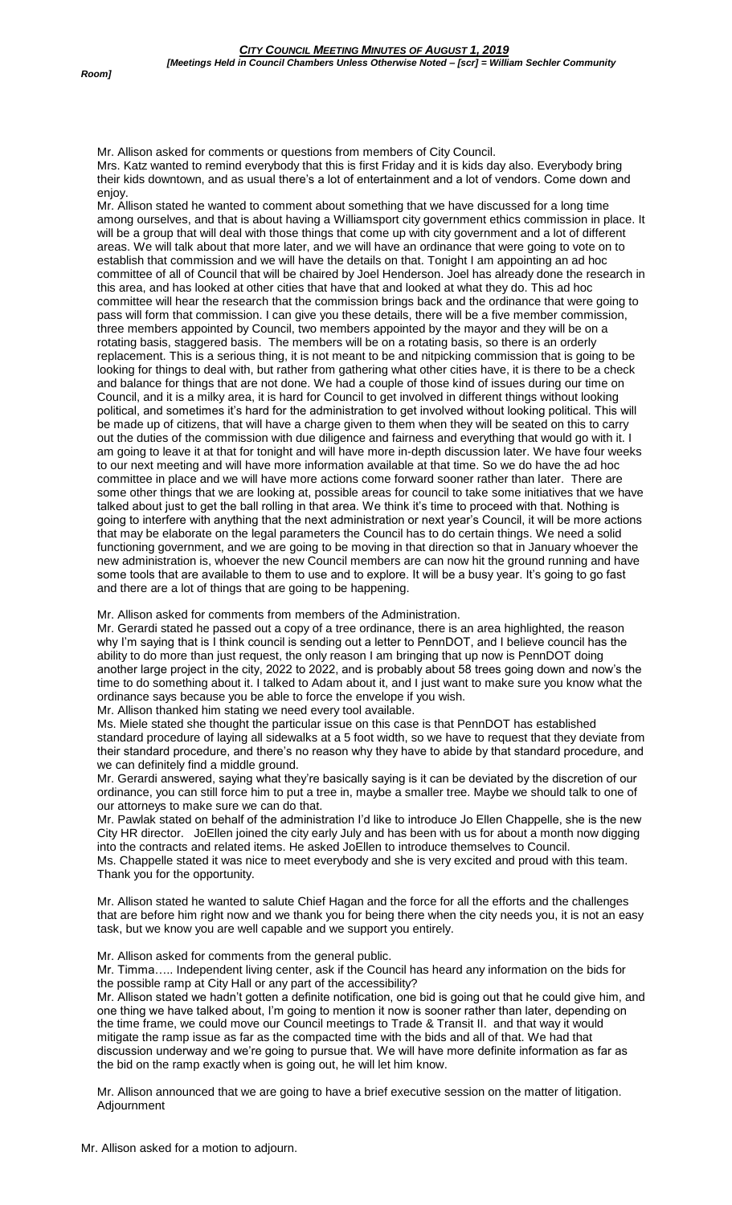Mr. Allison asked for comments or questions from members of City Council.

Mrs. Katz wanted to remind everybody that this is first Friday and it is kids day also. Everybody bring their kids downtown, and as usual there's a lot of entertainment and a lot of vendors. Come down and enjoy.

Mr. Allison stated he wanted to comment about something that we have discussed for a long time among ourselves, and that is about having a Williamsport city government ethics commission in place. It will be a group that will deal with those things that come up with city government and a lot of different areas. We will talk about that more later, and we will have an ordinance that were going to vote on to establish that commission and we will have the details on that. Tonight I am appointing an ad hoc committee of all of Council that will be chaired by Joel Henderson. Joel has already done the research in this area, and has looked at other cities that have that and looked at what they do. This ad hoc committee will hear the research that the commission brings back and the ordinance that were going to pass will form that commission. I can give you these details, there will be a five member commission, three members appointed by Council, two members appointed by the mayor and they will be on a rotating basis, staggered basis. The members will be on a rotating basis, so there is an orderly replacement. This is a serious thing, it is not meant to be and nitpicking commission that is going to be looking for things to deal with, but rather from gathering what other cities have, it is there to be a check and balance for things that are not done. We had a couple of those kind of issues during our time on Council, and it is a milky area, it is hard for Council to get involved in different things without looking political, and sometimes it's hard for the administration to get involved without looking political. This will be made up of citizens, that will have a charge given to them when they will be seated on this to carry out the duties of the commission with due diligence and fairness and everything that would go with it. I am going to leave it at that for tonight and will have more in-depth discussion later. We have four weeks to our next meeting and will have more information available at that time. So we do have the ad hoc committee in place and we will have more actions come forward sooner rather than later. There are some other things that we are looking at, possible areas for council to take some initiatives that we have talked about just to get the ball rolling in that area. We think it's time to proceed with that. Nothing is going to interfere with anything that the next administration or next year's Council, it will be more actions that may be elaborate on the legal parameters the Council has to do certain things. We need a solid functioning government, and we are going to be moving in that direction so that in January whoever the new administration is, whoever the new Council members are can now hit the ground running and have some tools that are available to them to use and to explore. It will be a busy year. It's going to go fast and there are a lot of things that are going to be happening.

Mr. Allison asked for comments from members of the Administration.

Mr. Gerardi stated he passed out a copy of a tree ordinance, there is an area highlighted, the reason why I'm saying that is I think council is sending out a letter to PennDOT, and I believe council has the ability to do more than just request, the only reason I am bringing that up now is PennDOT doing another large project in the city, 2022 to 2022, and is probably about 58 trees going down and now's the time to do something about it. I talked to Adam about it, and I just want to make sure you know what the ordinance says because you be able to force the envelope if you wish.

Mr. Allison thanked him stating we need every tool available.

Ms. Miele stated she thought the particular issue on this case is that PennDOT has established standard procedure of laying all sidewalks at a 5 foot width, so we have to request that they deviate from their standard procedure, and there's no reason why they have to abide by that standard procedure, and we can definitely find a middle ground.

Mr. Gerardi answered, saying what they're basically saying is it can be deviated by the discretion of our ordinance, you can still force him to put a tree in, maybe a smaller tree. Maybe we should talk to one of our attorneys to make sure we can do that.

Mr. Pawlak stated on behalf of the administration I'd like to introduce Jo Ellen Chappelle, she is the new City HR director. JoEllen joined the city early July and has been with us for about a month now digging into the contracts and related items. He asked JoEllen to introduce themselves to Council.

Ms. Chappelle stated it was nice to meet everybody and she is very excited and proud with this team. Thank you for the opportunity.

Mr. Allison stated he wanted to salute Chief Hagan and the force for all the efforts and the challenges that are before him right now and we thank you for being there when the city needs you, it is not an easy task, but we know you are well capable and we support you entirely.

Mr. Allison asked for comments from the general public.

Mr. Timma….. Independent living center, ask if the Council has heard any information on the bids for the possible ramp at City Hall or any part of the accessibility?

Mr. Allison stated we hadn't gotten a definite notification, one bid is going out that he could give him, and one thing we have talked about, I'm going to mention it now is sooner rather than later, depending on the time frame, we could move our Council meetings to Trade & Transit II. and that way it would mitigate the ramp issue as far as the compacted time with the bids and all of that. We had that discussion underway and we're going to pursue that. We will have more definite information as far as the bid on the ramp exactly when is going out, he will let him know.

Mr. Allison announced that we are going to have a brief executive session on the matter of litigation.

Adjournment

Mr. Allison asked for a motion to adjourn.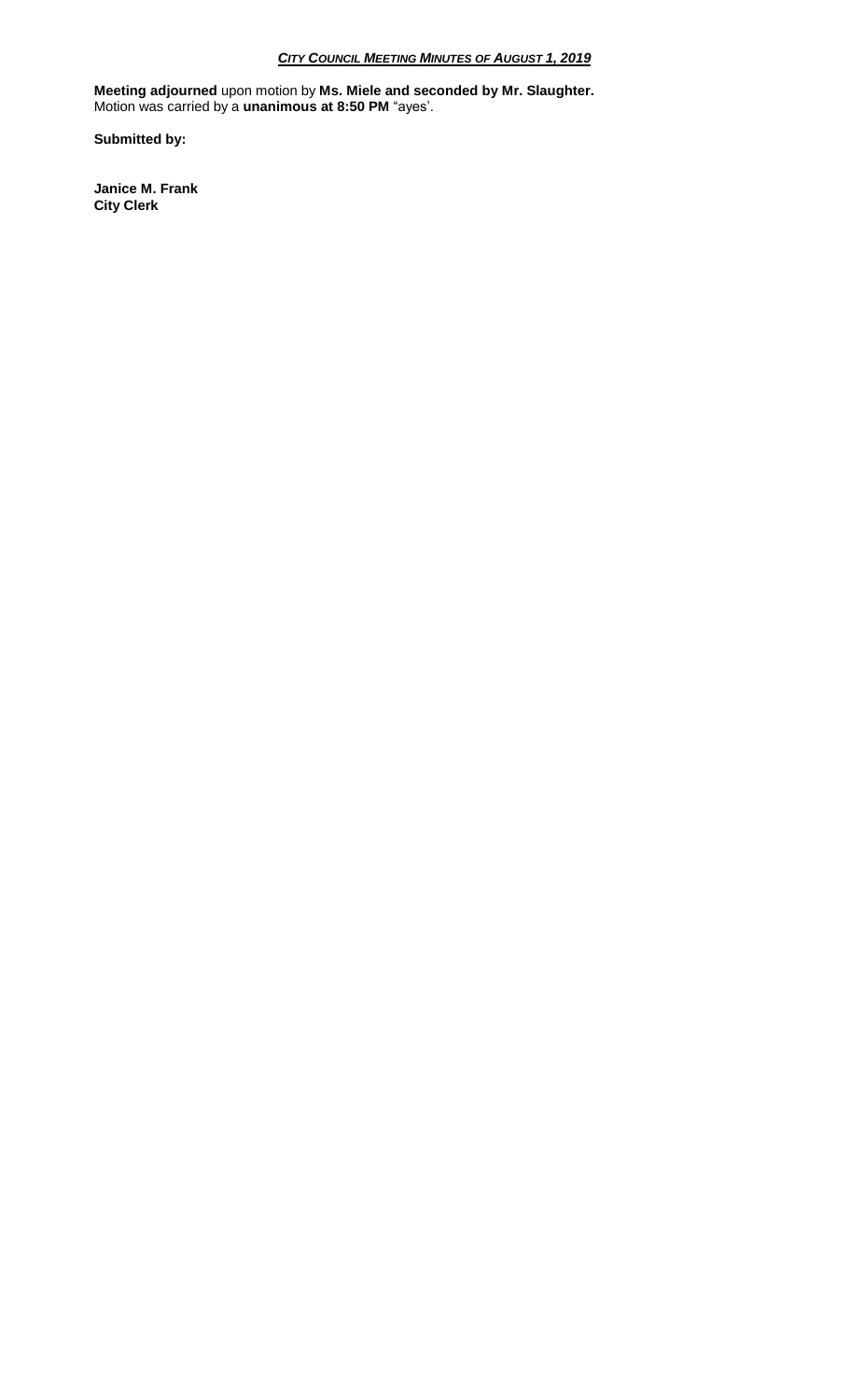**Meeting adjourned** upon motion by **Ms. Miele and seconded by Mr. Slaughter.**
Motion was carried by a **unanimous at 8:50 PM** "ayes'.

**Submitted by:**

**Janice M. Frank**
**City Clerk**